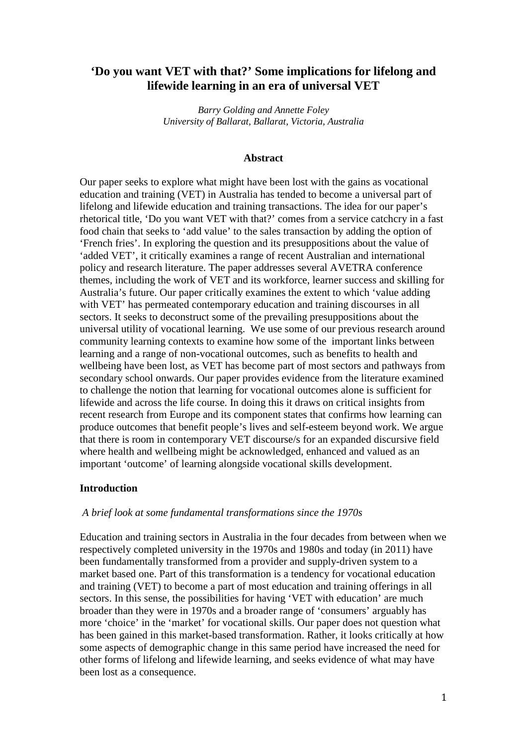# 'Do you want VET with that?' Some implications for lifelong and lifewide learning in an era of universal VET

*Barry Golding and Annette Foley*
*University of Ballarat, Ballarat, Victoria, Australia*

## Abstract

Our paper seeks to explore what might have been lost with the gains as vocational education and training (VET) in Australia has tended to become a universal part of lifelong and lifewide education and training transactions. The idea for our paper's rhetorical title, 'Do you want VET with that?' comes from a service catchcry in a fast food chain that seeks to 'add value' to the sales transaction by adding the option of 'French fries'. In exploring the question and its presuppositions about the value of 'added VET', it critically examines a range of recent Australian and international policy and research literature. The paper addresses several AVETRA conference themes, including the work of VET and its workforce, learner success and skilling for Australia's future. Our paper critically examines the extent to which 'value adding with VET' has permeated contemporary education and training discourses in all sectors. It seeks to deconstruct some of the prevailing presuppositions about the universal utility of vocational learning. We use some of our previous research around community learning contexts to examine how some of the important links between learning and a range of non-vocational outcomes, such as benefits to health and wellbeing have been lost, as VET has become part of most sectors and pathways from secondary school onwards. Our paper provides evidence from the literature examined to challenge the notion that learning for vocational outcomes alone is sufficient for lifewide and across the life course. In doing this it draws on critical insights from recent research from Europe and its component states that confirms how learning can produce outcomes that benefit people's lives and self-esteem beyond work. We argue that there is room in contemporary VET discourse/s for an expanded discursive field where health and wellbeing might be acknowledged, enhanced and valued as an important 'outcome' of learning alongside vocational skills development.

## Introduction

### *A brief look at some fundamental transformations since the 1970s*

Education and training sectors in Australia in the four decades from between when we respectively completed university in the 1970s and 1980s and today (in 2011) have been fundamentally transformed from a provider and supply-driven system to a market based one. Part of this transformation is a tendency for vocational education and training (VET) to become a part of most education and training offerings in all sectors. In this sense, the possibilities for having 'VET with education' are much broader than they were in 1970s and a broader range of 'consumers' arguably has more 'choice' in the 'market' for vocational skills. Our paper does not question what has been gained in this market-based transformation. Rather, it looks critically at how some aspects of demographic change in this same period have increased the need for other forms of lifelong and lifewide learning, and seeks evidence of what may have been lost as a consequence.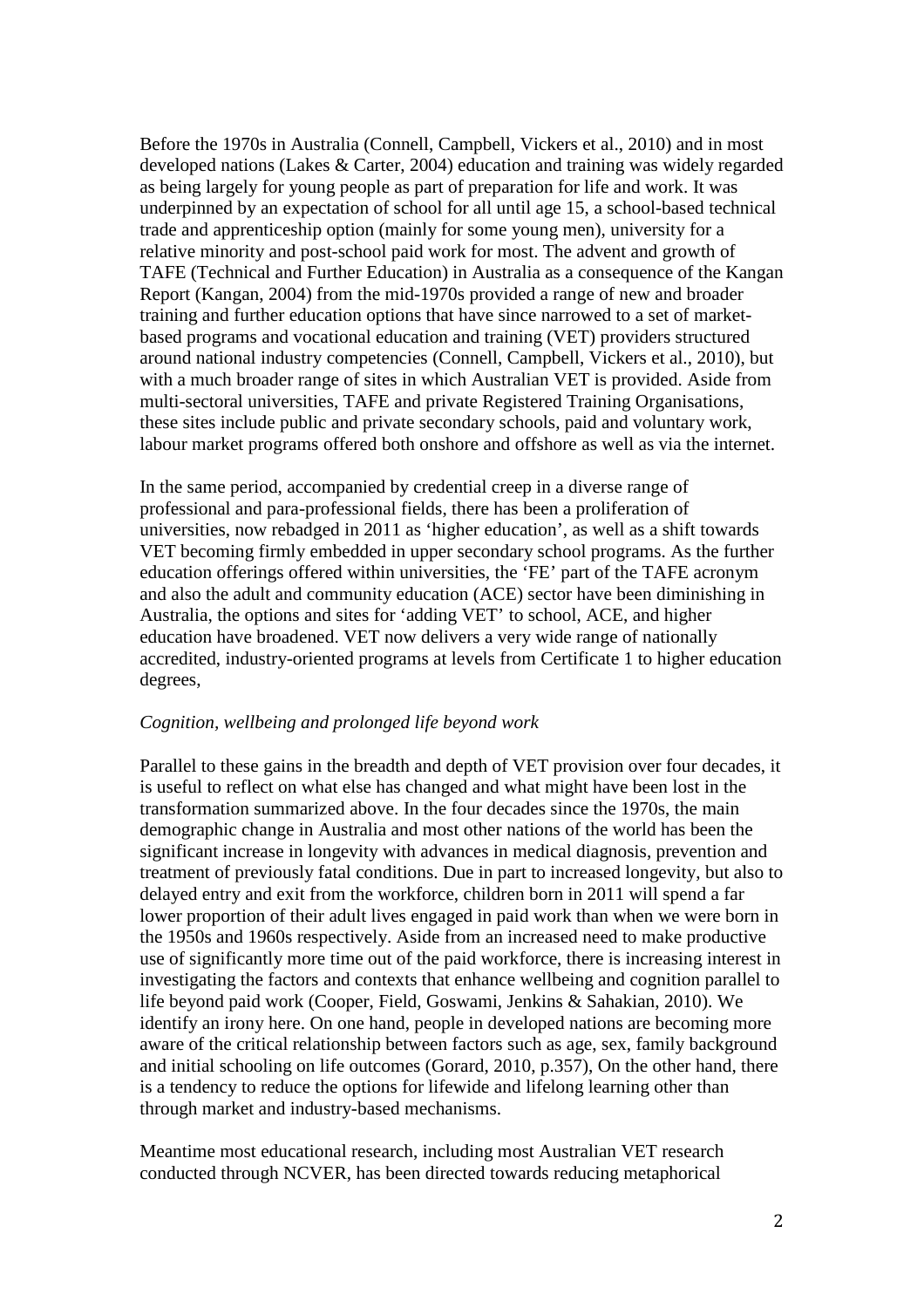Before the 1970s in Australia (Connell, Campbell, Vickers et al., 2010) and in most developed nations (Lakes & Carter, 2004) education and training was widely regarded as being largely for young people as part of preparation for life and work. It was underpinned by an expectation of school for all until age 15, a school-based technical trade and apprenticeship option (mainly for some young men), university for a relative minority and post-school paid work for most. The advent and growth of TAFE (Technical and Further Education) in Australia as a consequence of the Kangan Report (Kangan, 2004) from the mid-1970s provided a range of new and broader training and further education options that have since narrowed to a set of market-based programs and vocational education and training (VET) providers structured around national industry competencies (Connell, Campbell, Vickers et al., 2010), but with a much broader range of sites in which Australian VET is provided. Aside from multi-sectoral universities, TAFE and private Registered Training Organisations, these sites include public and private secondary schools, paid and voluntary work, labour market programs offered both onshore and offshore as well as via the internet.

In the same period, accompanied by credential creep in a diverse range of professional and para-professional fields, there has been a proliferation of universities, now rebadged in 2011 as 'higher education', as well as a shift towards VET becoming firmly embedded in upper secondary school programs. As the further education offerings offered within universities, the 'FE' part of the TAFE acronym and also the adult and community education (ACE) sector have been diminishing in Australia, the options and sites for 'adding VET' to school, ACE, and higher education have broadened. VET now delivers a very wide range of nationally accredited, industry-oriented programs at levels from Certificate 1 to higher education degrees,

*Cognition, wellbeing and prolonged life beyond work*

Parallel to these gains in the breadth and depth of VET provision over four decades, it is useful to reflect on what else has changed and what might have been lost in the transformation summarized above. In the four decades since the 1970s, the main demographic change in Australia and most other nations of the world has been the significant increase in longevity with advances in medical diagnosis, prevention and treatment of previously fatal conditions. Due in part to increased longevity, but also to delayed entry and exit from the workforce, children born in 2011 will spend a far lower proportion of their adult lives engaged in paid work than when we were born in the 1950s and 1960s respectively. Aside from an increased need to make productive use of significantly more time out of the paid workforce, there is increasing interest in investigating the factors and contexts that enhance wellbeing and cognition parallel to life beyond paid work (Cooper, Field, Goswami, Jenkins & Sahakian, 2010). We identify an irony here. On one hand, people in developed nations are becoming more aware of the critical relationship between factors such as age, sex, family background and initial schooling on life outcomes (Gorard, 2010, p.357), On the other hand, there is a tendency to reduce the options for lifewide and lifelong learning other than through market and industry-based mechanisms.

Meantime most educational research, including most Australian VET research conducted through NCVER, has been directed towards reducing metaphorical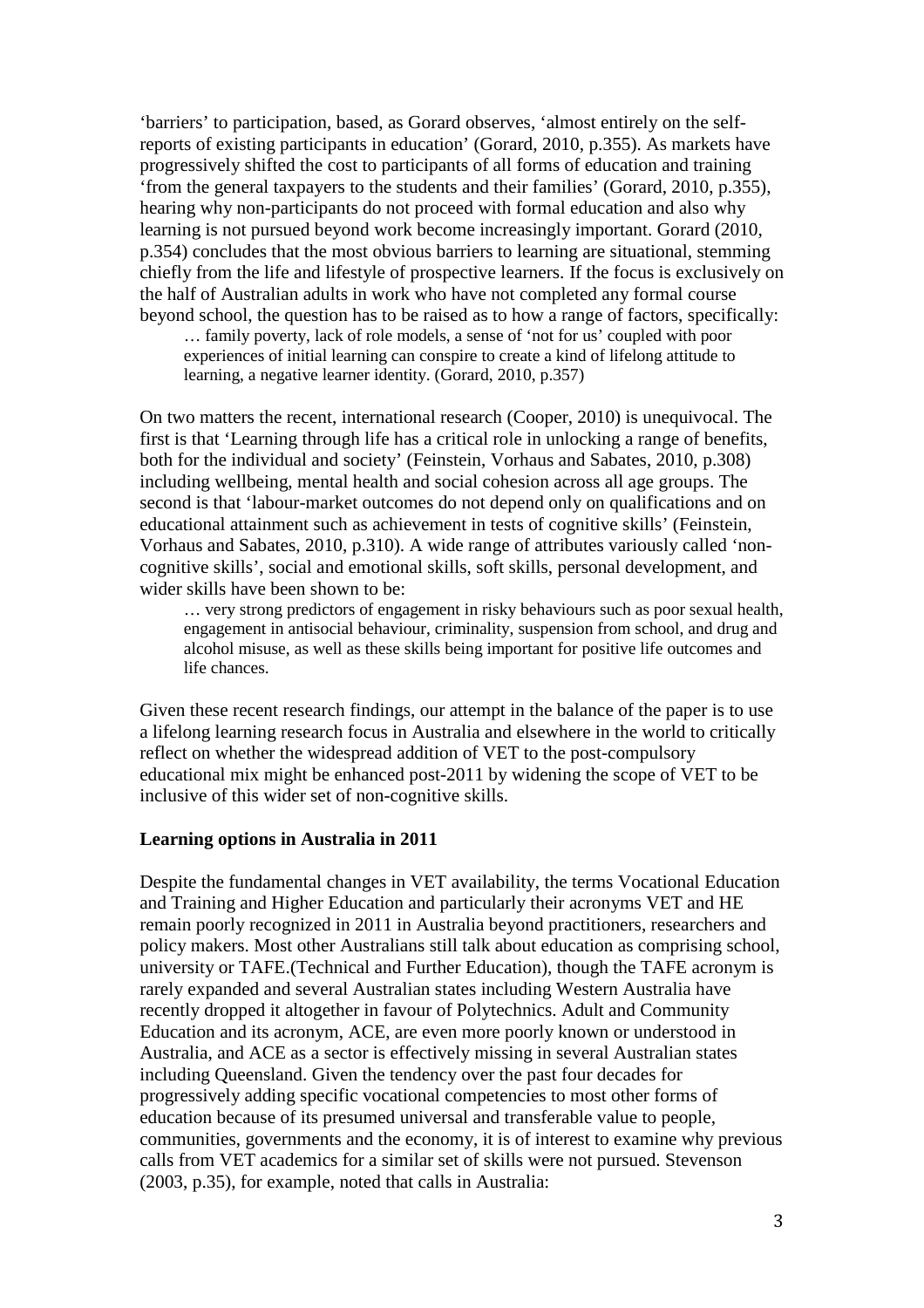'barriers' to participation, based, as Gorard observes, 'almost entirely on the self-reports of existing participants in education' (Gorard, 2010, p.355). As markets have progressively shifted the cost to participants of all forms of education and training 'from the general taxpayers to the students and their families' (Gorard, 2010, p.355), hearing why non-participants do not proceed with formal education and also why learning is not pursued beyond work become increasingly important. Gorard (2010, p.354) concludes that the most obvious barriers to learning are situational, stemming chiefly from the life and lifestyle of prospective learners. If the focus is exclusively on the half of Australian adults in work who have not completed any formal course beyond school, the question has to be raised as to how a range of factors, specifically:

> … family poverty, lack of role models, a sense of 'not for us' coupled with poor experiences of initial learning can conspire to create a kind of lifelong attitude to learning, a negative learner identity. (Gorard, 2010, p.357)

On two matters the recent, international research (Cooper, 2010) is unequivocal. The first is that 'Learning through life has a critical role in unlocking a range of benefits, both for the individual and society' (Feinstein, Vorhaus and Sabates, 2010, p.308) including wellbeing, mental health and social cohesion across all age groups. The second is that 'labour-market outcomes do not depend only on qualifications and on educational attainment such as achievement in tests of cognitive skills' (Feinstein, Vorhaus and Sabates, 2010, p.310). A wide range of attributes variously called 'non-cognitive skills', social and emotional skills, soft skills, personal development, and wider skills have been shown to be:

> … very strong predictors of engagement in risky behaviours such as poor sexual health, engagement in antisocial behaviour, criminality, suspension from school, and drug and alcohol misuse, as well as these skills being important for positive life outcomes and life chances.

Given these recent research findings, our attempt in the balance of the paper is to use a lifelong learning research focus in Australia and elsewhere in the world to critically reflect on whether the widespread addition of VET to the post-compulsory educational mix might be enhanced post-2011 by widening the scope of VET to be inclusive of this wider set of non-cognitive skills.

**Learning options in Australia in 2011**

Despite the fundamental changes in VET availability, the terms Vocational Education and Training and Higher Education and particularly their acronyms VET and HE remain poorly recognized in 2011 in Australia beyond practitioners, researchers and policy makers. Most other Australians still talk about education as comprising school, university or TAFE.(Technical and Further Education), though the TAFE acronym is rarely expanded and several Australian states including Western Australia have recently dropped it altogether in favour of Polytechnics. Adult and Community Education and its acronym, ACE, are even more poorly known or understood in Australia, and ACE as a sector is effectively missing in several Australian states including Queensland. Given the tendency over the past four decades for progressively adding specific vocational competencies to most other forms of education because of its presumed universal and transferable value to people, communities, governments and the economy, it is of interest to examine why previous calls from VET academics for a similar set of skills were not pursued. Stevenson (2003, p.35), for example, noted that calls in Australia: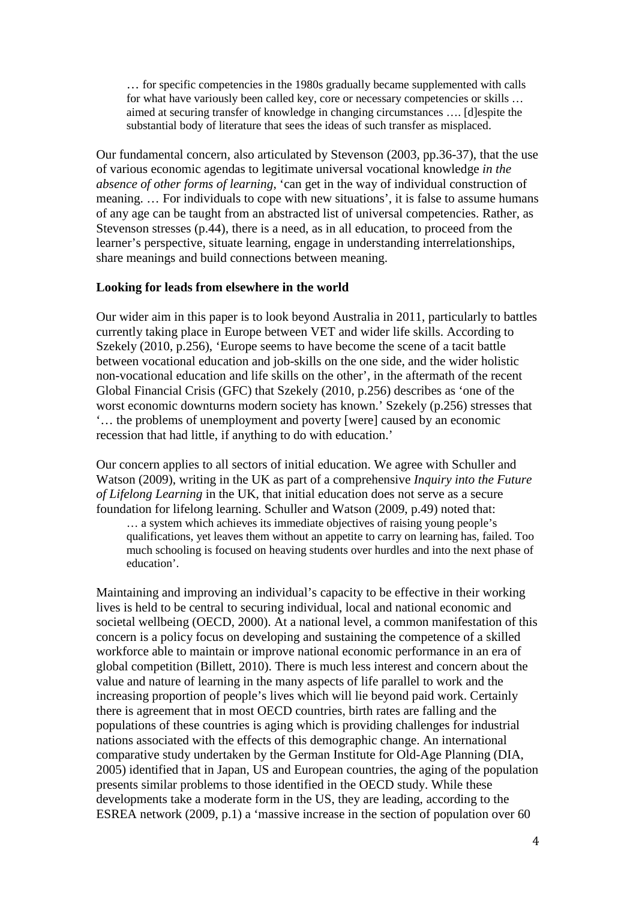> … for specific competencies in the 1980s gradually became supplemented with calls for what have variously been called key, core or necessary competencies or skills … aimed at securing transfer of knowledge in changing circumstances …. [d]espite the substantial body of literature that sees the ideas of such transfer as misplaced.

Our fundamental concern, also articulated by Stevenson (2003, pp.36-37), that the use of various economic agendas to legitimate universal vocational knowledge *in the absence of other forms of learning*, 'can get in the way of individual construction of meaning. … For individuals to cope with new situations', it is false to assume humans of any age can be taught from an abstracted list of universal competencies. Rather, as Stevenson stresses (p.44), there is a need, as in all education, to proceed from the learner's perspective, situate learning, engage in understanding interrelationships, share meanings and build connections between meaning.

**Looking for leads from elsewhere in the world**

Our wider aim in this paper is to look beyond Australia in 2011, particularly to battles currently taking place in Europe between VET and wider life skills. According to Szekely (2010, p.256), 'Europe seems to have become the scene of a tacit battle between vocational education and job-skills on the one side, and the wider holistic non-vocational education and life skills on the other', in the aftermath of the recent Global Financial Crisis (GFC) that Szekely (2010, p.256) describes as 'one of the worst economic downturns modern society has known.' Szekely (p.256) stresses that '… the problems of unemployment and poverty [were] caused by an economic recession that had little, if anything to do with education.'

Our concern applies to all sectors of initial education. We agree with Schuller and Watson (2009), writing in the UK as part of a comprehensive *Inquiry into the Future of Lifelong Learning* in the UK, that initial education does not serve as a secure foundation for lifelong learning. Schuller and Watson (2009, p.49) noted that:

> … a system which achieves its immediate objectives of raising young people's qualifications, yet leaves them without an appetite to carry on learning has, failed. Too much schooling is focused on heaving students over hurdles and into the next phase of education'.

Maintaining and improving an individual's capacity to be effective in their working lives is held to be central to securing individual, local and national economic and societal wellbeing (OECD, 2000). At a national level, a common manifestation of this concern is a policy focus on developing and sustaining the competence of a skilled workforce able to maintain or improve national economic performance in an era of global competition (Billett, 2010). There is much less interest and concern about the value and nature of learning in the many aspects of life parallel to work and the increasing proportion of people's lives which will lie beyond paid work. Certainly there is agreement that in most OECD countries, birth rates are falling and the populations of these countries is aging which is providing challenges for industrial nations associated with the effects of this demographic change. An international comparative study undertaken by the German Institute for Old-Age Planning (DIA, 2005) identified that in Japan, US and European countries, the aging of the population presents similar problems to those identified in the OECD study. While these developments take a moderate form in the US, they are leading, according to the ESREA network (2009, p.1) a 'massive increase in the section of population over 60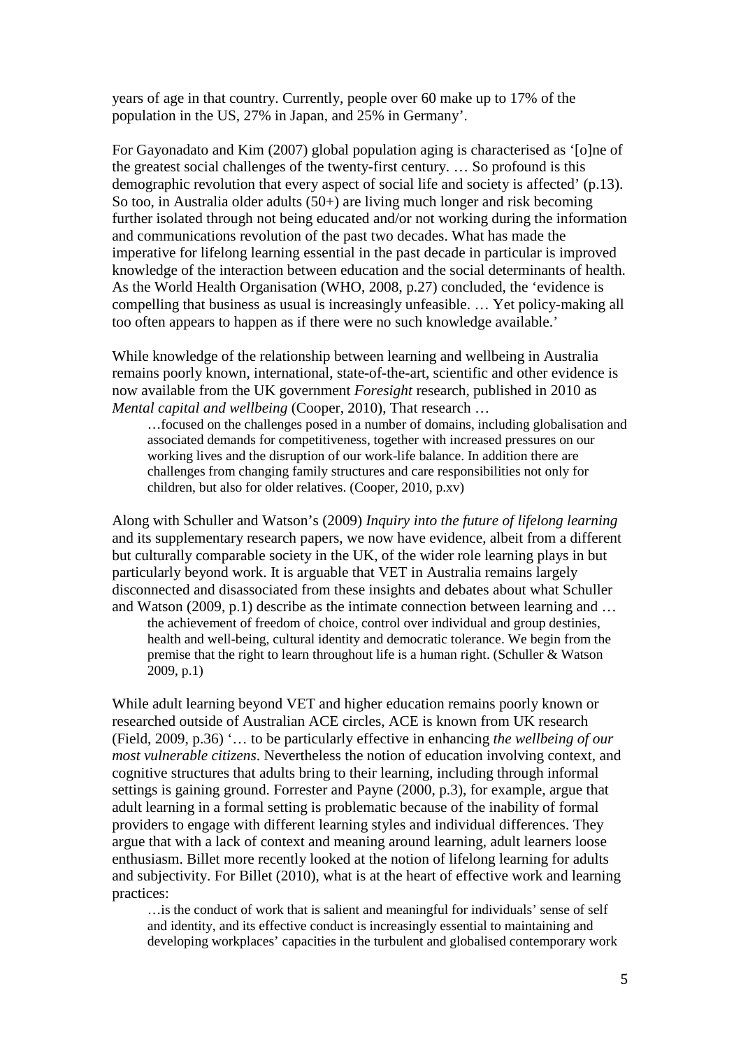years of age in that country. Currently, people over 60 make up to 17% of the population in the US, 27% in Japan, and 25% in Germany'.

For Gayonadato and Kim (2007) global population aging is characterised as '[o]ne of the greatest social challenges of the twenty-first century. … So profound is this demographic revolution that every aspect of social life and society is affected' (p.13). So too, in Australia older adults (50+) are living much longer and risk becoming further isolated through not being educated and/or not working during the information and communications revolution of the past two decades. What has made the imperative for lifelong learning essential in the past decade in particular is improved knowledge of the interaction between education and the social determinants of health. As the World Health Organisation (WHO, 2008, p.27) concluded, the 'evidence is compelling that business as usual is increasingly unfeasible. … Yet policy-making all too often appears to happen as if there were no such knowledge available.'

While knowledge of the relationship between learning and wellbeing in Australia remains poorly known, international, state-of-the-art, scientific and other evidence is now available from the UK government *Foresight* research, published in 2010 as *Mental capital and wellbeing* (Cooper, 2010), That research …

> …focused on the challenges posed in a number of domains, including globalisation and associated demands for competitiveness, together with increased pressures on our working lives and the disruption of our work-life balance. In addition there are challenges from changing family structures and care responsibilities not only for children, but also for older relatives. (Cooper, 2010, p.xv)

Along with Schuller and Watson's (2009) *Inquiry into the future of lifelong learning* and its supplementary research papers, we now have evidence, albeit from a different but culturally comparable society in the UK, of the wider role learning plays in but particularly beyond work. It is arguable that VET in Australia remains largely disconnected and disassociated from these insights and debates about what Schuller and Watson (2009, p.1) describe as the intimate connection between learning and …

> the achievement of freedom of choice, control over individual and group destinies, health and well-being, cultural identity and democratic tolerance. We begin from the premise that the right to learn throughout life is a human right. (Schuller & Watson 2009, p.1)

While adult learning beyond VET and higher education remains poorly known or researched outside of Australian ACE circles, ACE is known from UK research (Field, 2009, p.36) '… to be particularly effective in enhancing *the wellbeing of our most vulnerable citizens*. Nevertheless the notion of education involving context, and cognitive structures that adults bring to their learning, including through informal settings is gaining ground. Forrester and Payne (2000, p.3), for example, argue that adult learning in a formal setting is problematic because of the inability of formal providers to engage with different learning styles and individual differences. They argue that with a lack of context and meaning around learning, adult learners loose enthusiasm. Billet more recently looked at the notion of lifelong learning for adults and subjectivity. For Billet (2010), what is at the heart of effective work and learning practices:

> …is the conduct of work that is salient and meaningful for individuals' sense of self and identity, and its effective conduct is increasingly essential to maintaining and developing workplaces' capacities in the turbulent and globalised contemporary work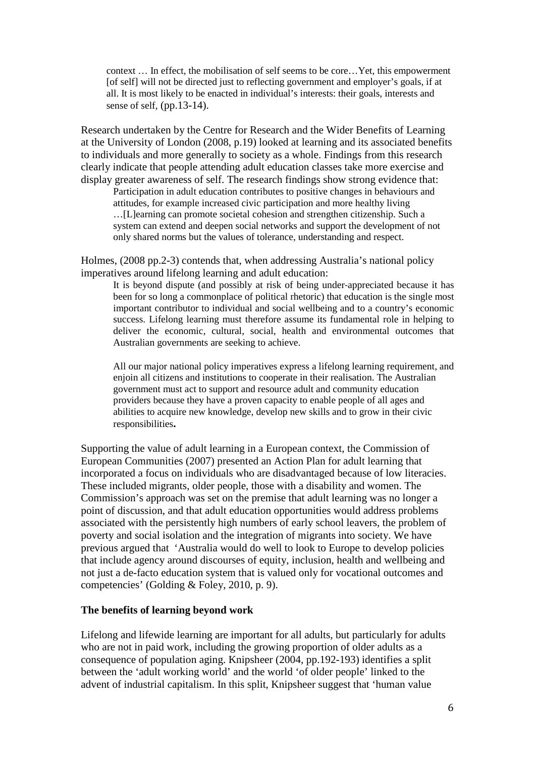> context … In effect, the mobilisation of self seems to be core…Yet, this empowerment [of self] will not be directed just to reflecting government and employer's goals, if at all. It is most likely to be enacted in individual's interests: their goals, interests and sense of self, (pp.13-14).

Research undertaken by the Centre for Research and the Wider Benefits of Learning at the University of London (2008, p.19) looked at learning and its associated benefits to individuals and more generally to society as a whole. Findings from this research clearly indicate that people attending adult education classes take more exercise and display greater awareness of self. The research findings show strong evidence that:

> Participation in adult education contributes to positive changes in behaviours and attitudes, for example increased civic participation and more healthy living …[L]earning can promote societal cohesion and strengthen citizenship. Such a system can extend and deepen social networks and support the development of not only shared norms but the values of tolerance, understanding and respect.

Holmes, (2008 pp.2-3) contends that, when addressing Australia's national policy imperatives around lifelong learning and adult education:

> It is beyond dispute (and possibly at risk of being under-appreciated because it has been for so long a commonplace of political rhetoric) that education is the single most important contributor to individual and social wellbeing and to a country's economic success. Lifelong learning must therefore assume its fundamental role in helping to deliver the economic, cultural, social, health and environmental outcomes that Australian governments are seeking to achieve.
>
> All our major national policy imperatives express a lifelong learning requirement, and enjoin all citizens and institutions to cooperate in their realisation. The Australian government must act to support and resource adult and community education providers because they have a proven capacity to enable people of all ages and abilities to acquire new knowledge, develop new skills and to grow in their civic responsibilities**.**

Supporting the value of adult learning in a European context, the Commission of European Communities (2007) presented an Action Plan for adult learning that incorporated a focus on individuals who are disadvantaged because of low literacies. These included migrants, older people, those with a disability and women. The Commission's approach was set on the premise that adult learning was no longer a point of discussion, and that adult education opportunities would address problems associated with the persistently high numbers of early school leavers, the problem of poverty and social isolation and the integration of migrants into society. We have previous argued that 'Australia would do well to look to Europe to develop policies that include agency around discourses of equity, inclusion, health and wellbeing and not just a de-facto education system that is valued only for vocational outcomes and competencies' (Golding & Foley, 2010, p. 9).

**The benefits of learning beyond work**

Lifelong and lifewide learning are important for all adults, but particularly for adults who are not in paid work, including the growing proportion of older adults as a consequence of population aging. Knipsheer (2004, pp.192-193) identifies a split between the 'adult working world' and the world 'of older people' linked to the advent of industrial capitalism. In this split, Knipsheer suggest that 'human value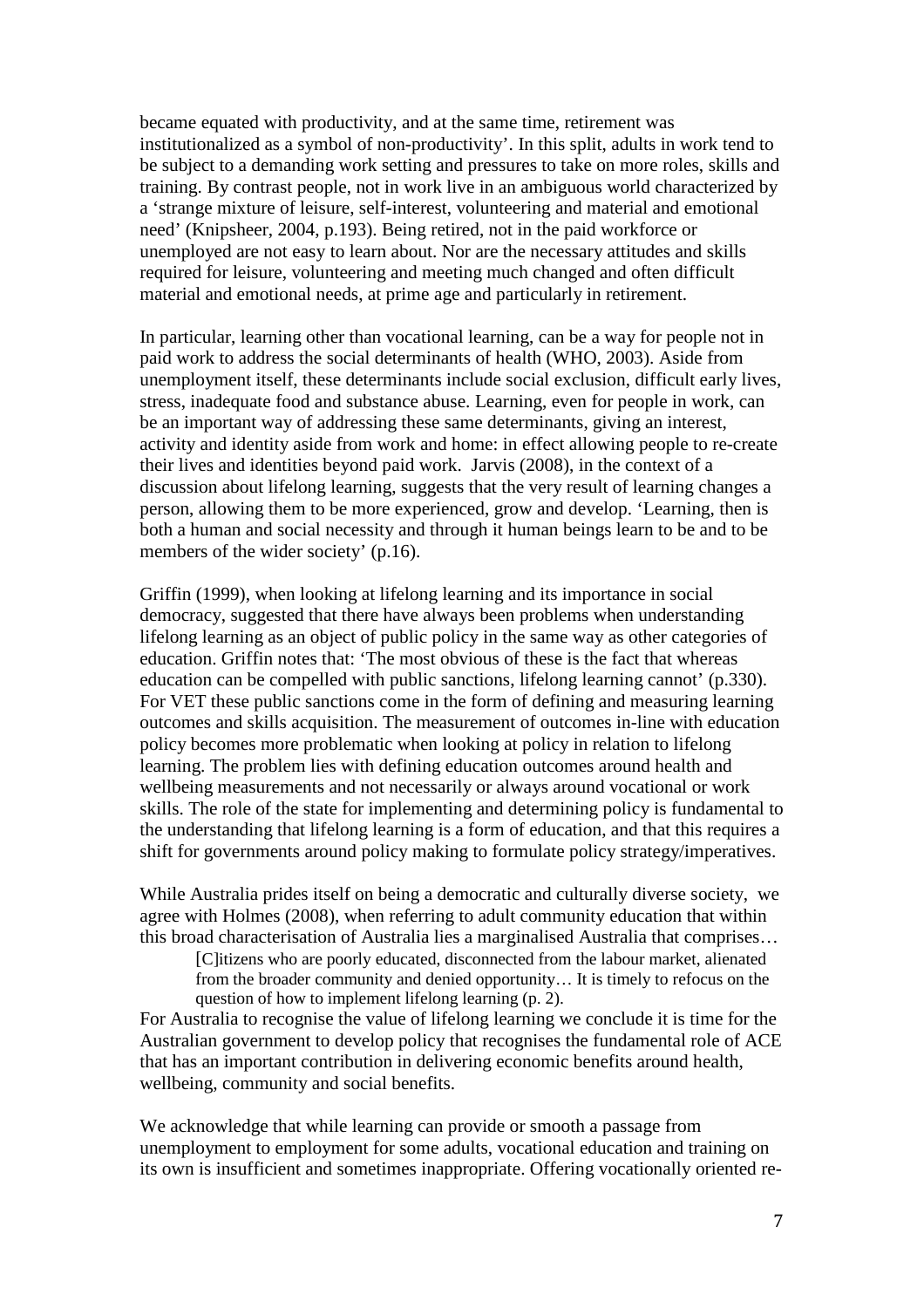became equated with productivity, and at the same time, retirement was institutionalized as a symbol of non-productivity'. In this split, adults in work tend to be subject to a demanding work setting and pressures to take on more roles, skills and training. By contrast people, not in work live in an ambiguous world characterized by a 'strange mixture of leisure, self-interest, volunteering and material and emotional need' (Knipsheer, 2004, p.193). Being retired, not in the paid workforce or unemployed are not easy to learn about. Nor are the necessary attitudes and skills required for leisure, volunteering and meeting much changed and often difficult material and emotional needs, at prime age and particularly in retirement.

In particular, learning other than vocational learning, can be a way for people not in paid work to address the social determinants of health (WHO, 2003). Aside from unemployment itself, these determinants include social exclusion, difficult early lives, stress, inadequate food and substance abuse. Learning, even for people in work, can be an important way of addressing these same determinants, giving an interest, activity and identity aside from work and home: in effect allowing people to re-create their lives and identities beyond paid work. Jarvis (2008), in the context of a discussion about lifelong learning, suggests that the very result of learning changes a person, allowing them to be more experienced, grow and develop. 'Learning, then is both a human and social necessity and through it human beings learn to be and to be members of the wider society' (p.16).

Griffin (1999), when looking at lifelong learning and its importance in social democracy, suggested that there have always been problems when understanding lifelong learning as an object of public policy in the same way as other categories of education. Griffin notes that: 'The most obvious of these is the fact that whereas education can be compelled with public sanctions, lifelong learning cannot' (p.330). For VET these public sanctions come in the form of defining and measuring learning outcomes and skills acquisition. The measurement of outcomes in-line with education policy becomes more problematic when looking at policy in relation to lifelong learning. The problem lies with defining education outcomes around health and wellbeing measurements and not necessarily or always around vocational or work skills. The role of the state for implementing and determining policy is fundamental to the understanding that lifelong learning is a form of education, and that this requires a shift for governments around policy making to formulate policy strategy/imperatives.

While Australia prides itself on being a democratic and culturally diverse society, we agree with Holmes (2008), when referring to adult community education that within this broad characterisation of Australia lies a marginalised Australia that comprises…

> [C]itizens who are poorly educated, disconnected from the labour market, alienated from the broader community and denied opportunity… It is timely to refocus on the question of how to implement lifelong learning (p. 2).

For Australia to recognise the value of lifelong learning we conclude it is time for the Australian government to develop policy that recognises the fundamental role of ACE that has an important contribution in delivering economic benefits around health, wellbeing, community and social benefits.

We acknowledge that while learning can provide or smooth a passage from unemployment to employment for some adults, vocational education and training on its own is insufficient and sometimes inappropriate. Offering vocationally oriented re-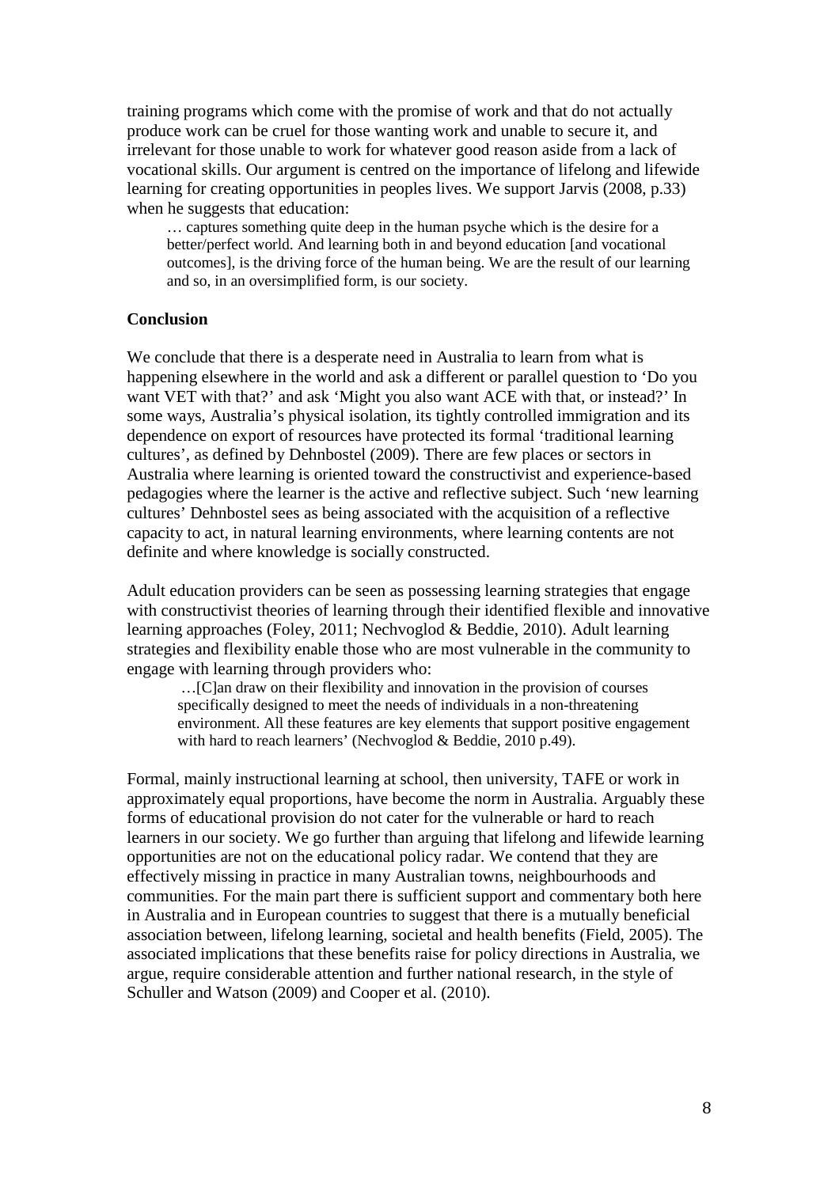training programs which come with the promise of work and that do not actually produce work can be cruel for those wanting work and unable to secure it, and irrelevant for those unable to work for whatever good reason aside from a lack of vocational skills. Our argument is centred on the importance of lifelong and lifewide learning for creating opportunities in peoples lives. We support Jarvis (2008, p.33) when he suggests that education:

> … captures something quite deep in the human psyche which is the desire for a better/perfect world. And learning both in and beyond education [and vocational outcomes], is the driving force of the human being. We are the result of our learning and so, in an oversimplified form, is our society.

## Conclusion

We conclude that there is a desperate need in Australia to learn from what is happening elsewhere in the world and ask a different or parallel question to 'Do you want VET with that?' and ask 'Might you also want ACE with that, or instead?' In some ways, Australia's physical isolation, its tightly controlled immigration and its dependence on export of resources have protected its formal 'traditional learning cultures', as defined by Dehnbostel (2009). There are few places or sectors in Australia where learning is oriented toward the constructivist and experience-based pedagogies where the learner is the active and reflective subject. Such 'new learning cultures' Dehnbostel sees as being associated with the acquisition of a reflective capacity to act, in natural learning environments, where learning contents are not definite and where knowledge is socially constructed.

Adult education providers can be seen as possessing learning strategies that engage with constructivist theories of learning through their identified flexible and innovative learning approaches (Foley, 2011; Nechvoglod & Beddie, 2010). Adult learning strategies and flexibility enable those who are most vulnerable in the community to engage with learning through providers who:

> …[C]an draw on their flexibility and innovation in the provision of courses specifically designed to meet the needs of individuals in a non-threatening environment. All these features are key elements that support positive engagement with hard to reach learners' (Nechvoglod & Beddie, 2010 p.49).

Formal, mainly instructional learning at school, then university, TAFE or work in approximately equal proportions, have become the norm in Australia. Arguably these forms of educational provision do not cater for the vulnerable or hard to reach learners in our society. We go further than arguing that lifelong and lifewide learning opportunities are not on the educational policy radar. We contend that they are effectively missing in practice in many Australian towns, neighbourhoods and communities. For the main part there is sufficient support and commentary both here in Australia and in European countries to suggest that there is a mutually beneficial association between, lifelong learning, societal and health benefits (Field, 2005). The associated implications that these benefits raise for policy directions in Australia, we argue, require considerable attention and further national research, in the style of Schuller and Watson (2009) and Cooper et al. (2010).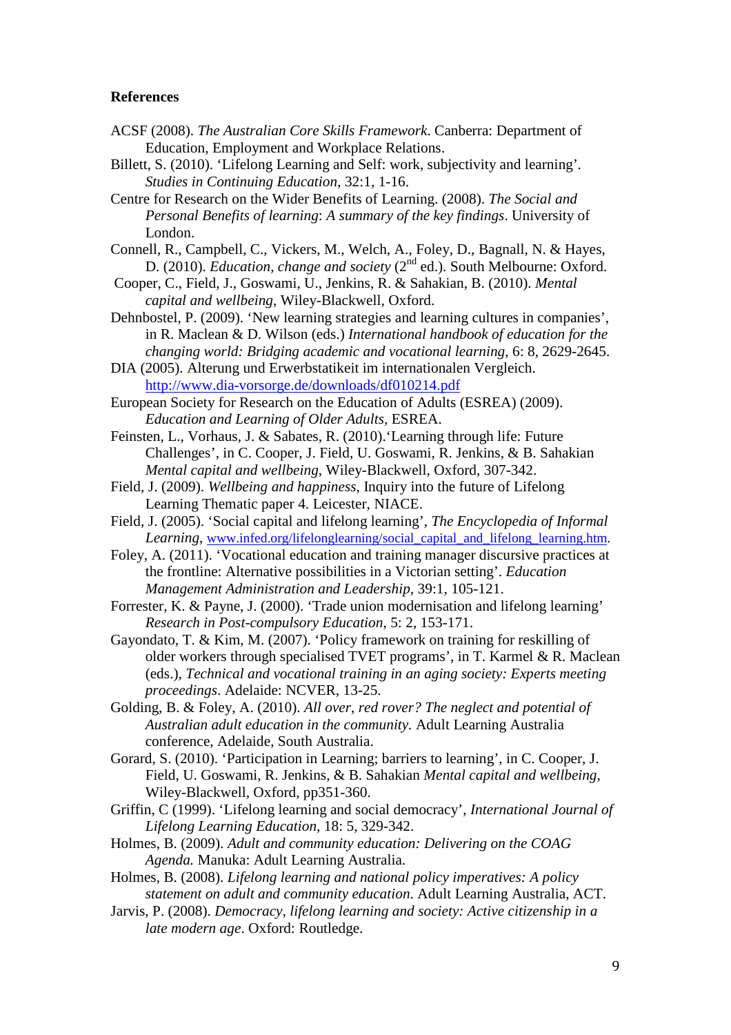**References**

ACSF (2008). *The Australian Core Skills Framework*. Canberra: Department of Education, Employment and Workplace Relations.

Billett, S. (2010). 'Lifelong Learning and Self: work, subjectivity and learning'. *Studies in Continuing Education*, 32:1, 1-16.

Centre for Research on the Wider Benefits of Learning. (2008). *The Social and Personal Benefits of learning*: *A summary of the key findings*. University of London.

Connell, R., Campbell, C., Vickers, M., Welch, A., Foley, D., Bagnall, N. & Hayes, D. (2010). *Education, change and society* (2nd ed.). South Melbourne: Oxford.

Cooper, C., Field, J., Goswami, U., Jenkins, R. & Sahakian, B. (2010). *Mental capital and wellbeing*, Wiley-Blackwell, Oxford.

Dehnbostel, P. (2009). 'New learning strategies and learning cultures in companies', in R. Maclean & D. Wilson (eds.) *International handbook of education for the changing world: Bridging academic and vocational learning*, 6: 8, 2629-2645.

DIA (2005). Alterung und Erwerbstatikeit im internationalen Vergleich. http://www.dia-vorsorge.de/downloads/df010214.pdf

European Society for Research on the Education of Adults (ESREA) (2009). *Education and Learning of Older Adults*, ESREA.

Feinsten, L., Vorhaus, J. & Sabates, R. (2010).'Learning through life: Future Challenges', in C. Cooper, J. Field, U. Goswami, R. Jenkins, & B. Sahakian *Mental capital and wellbeing*, Wiley-Blackwell, Oxford, 307-342.

Field, J. (2009). *Wellbeing and happiness*, Inquiry into the future of Lifelong Learning Thematic paper 4. Leicester, NIACE.

Field, J. (2005). 'Social capital and lifelong learning', *The Encyclopedia of Informal Learning*, www.infed.org/lifelonglearning/social_capital_and_lifelong_learning.htm.

Foley, A. (2011). 'Vocational education and training manager discursive practices at the frontline: Alternative possibilities in a Victorian setting'. *Education Management Administration and Leadership*, 39:1, 105-121.

Forrester, K. & Payne, J. (2000). 'Trade union modernisation and lifelong learning' *Research in Post-compulsory Education*, 5: 2, 153-171.

Gayondato, T. & Kim, M. (2007). 'Policy framework on training for reskilling of older workers through specialised TVET programs', in T. Karmel & R. Maclean (eds.), *Technical and vocational training in an aging society: Experts meeting proceedings*. Adelaide: NCVER, 13-25.

Golding, B. & Foley, A. (2010). *All over, red rover? The neglect and potential of Australian adult education in the community.* Adult Learning Australia conference, Adelaide, South Australia.

Gorard, S. (2010). 'Participation in Learning; barriers to learning', in C. Cooper, J. Field, U. Goswami, R. Jenkins, & B. Sahakian *Mental capital and wellbeing*, Wiley-Blackwell, Oxford, pp351-360.

Griffin, C (1999). 'Lifelong learning and social democracy', *International Journal of Lifelong Learning Education*, 18: 5, 329-342.

Holmes, B. (2009). *Adult and community education: Delivering on the COAG Agenda.* Manuka: Adult Learning Australia.

Holmes, B. (2008). *Lifelong learning and national policy imperatives: A policy statement on adult and community education*. Adult Learning Australia, ACT.

Jarvis, P. (2008). *Democracy, lifelong learning and society: Active citizenship in a late modern age*. Oxford: Routledge.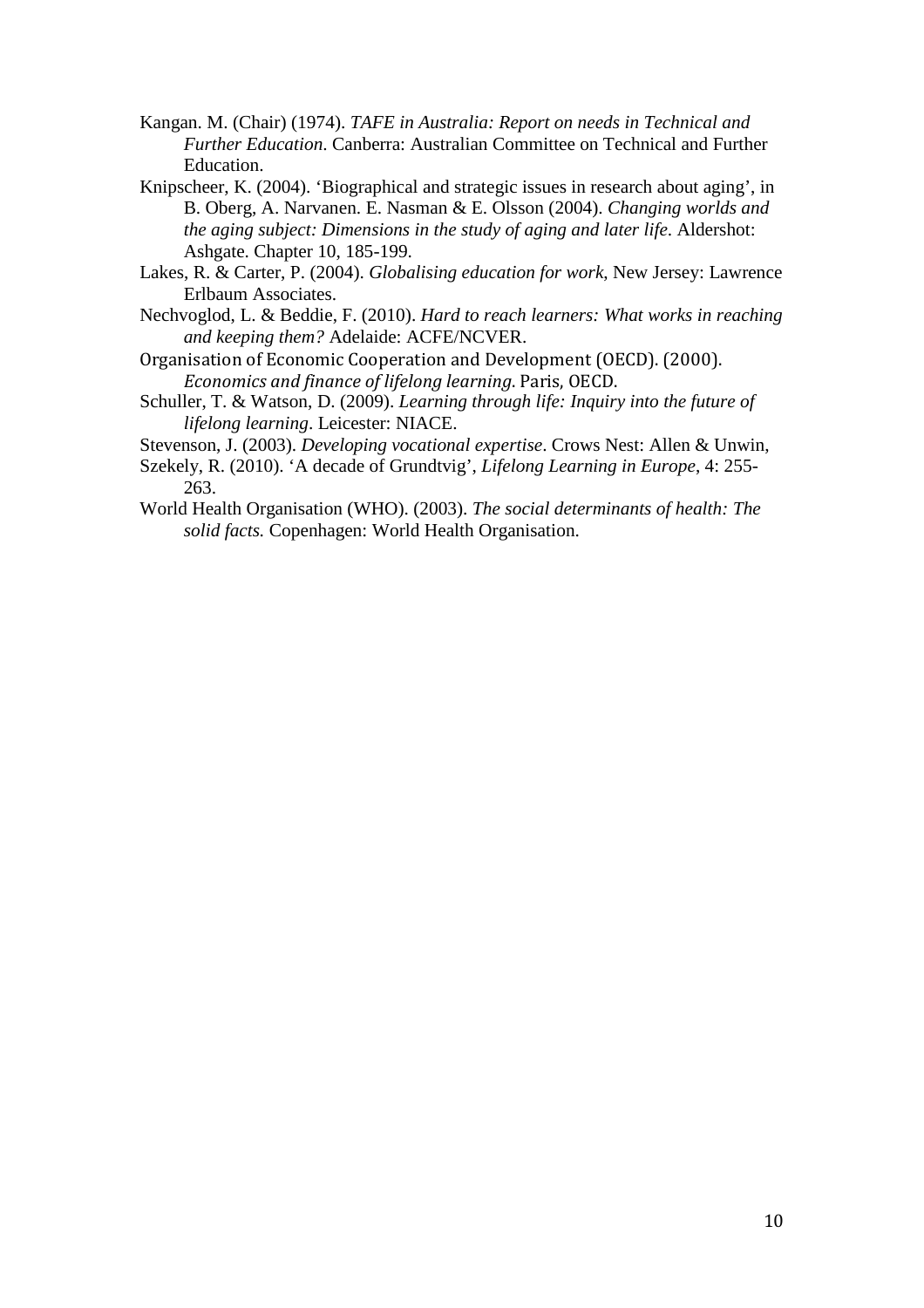Kangan. M. (Chair) (1974). *TAFE in Australia: Report on needs in Technical and Further Education*. Canberra: Australian Committee on Technical and Further Education.

Knipscheer, K. (2004). 'Biographical and strategic issues in research about aging', in B. Oberg, A. Narvanen. E. Nasman & E. Olsson (2004). *Changing worlds and the aging subject: Dimensions in the study of aging and later life*. Aldershot: Ashgate. Chapter 10, 185-199.

Lakes, R. & Carter, P. (2004). *Globalising education for work*, New Jersey: Lawrence Erlbaum Associates.

Nechvoglod, L. & Beddie, F. (2010). *Hard to reach learners: What works in reaching and keeping them?* Adelaide: ACFE/NCVER.

Organisation of Economic Cooperation and Development (OECD). (2000). *Economics and finance of lifelong learning*. Paris, OECD.

Schuller, T. & Watson, D. (2009). *Learning through life: Inquiry into the future of lifelong learning*. Leicester: NIACE.

Stevenson, J. (2003). *Developing vocational expertise*. Crows Nest: Allen & Unwin,

Szekely, R. (2010). 'A decade of Grundtvig', *Lifelong Learning in Europe*, 4: 255-263.

World Health Organisation (WHO). (2003). *The social determinants of health: The solid facts.* Copenhagen: World Health Organisation.